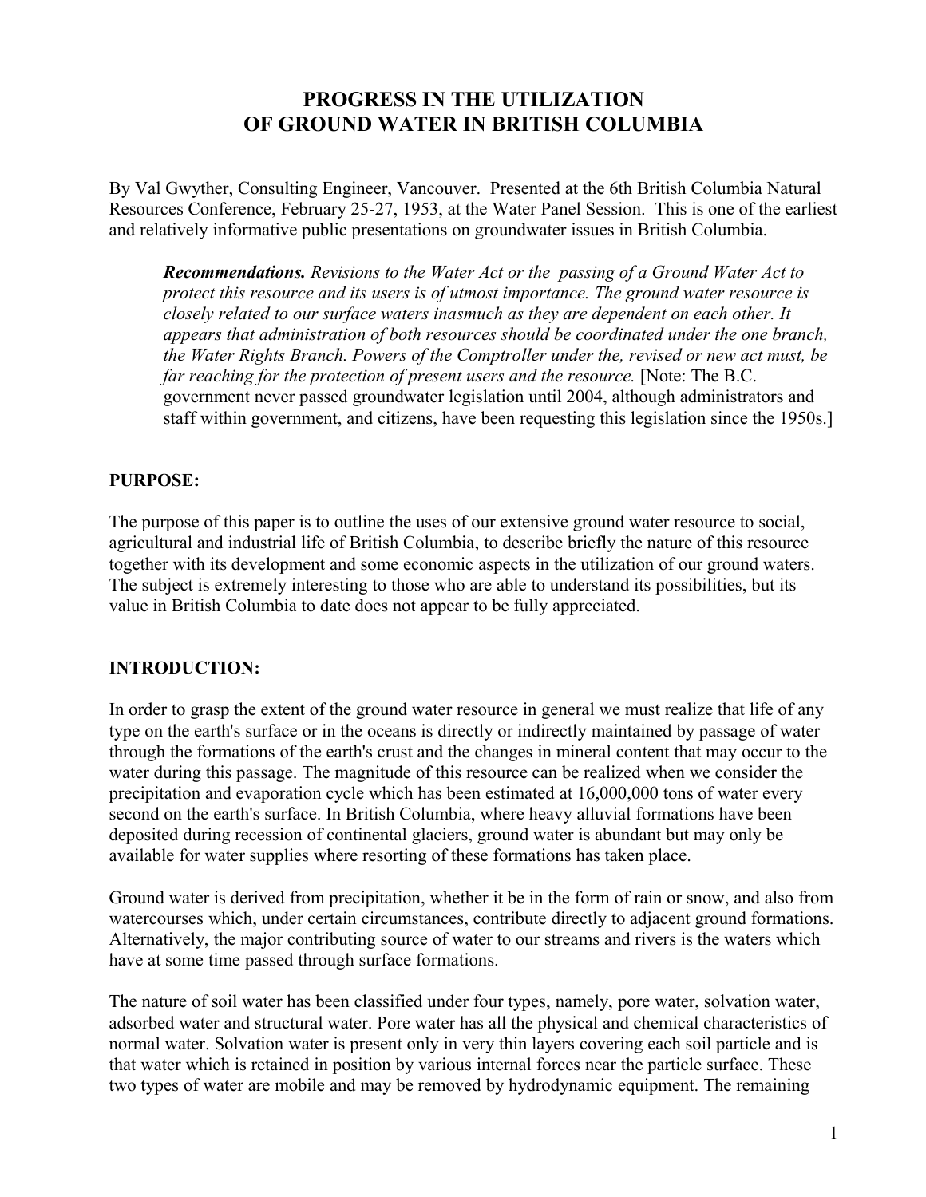# PROGRESS IN THE UTILIZATION OF GROUND WATER IN BRITISH COLUMBIA

By Val Gwyther, Consulting Engineer, Vancouver. Presented at the 6th British Columbia Natural Resources Conference, February 25-27, 1953, at the Water Panel Session. This is one of the earliest and relatively informative public presentations on groundwater issues in British Columbia.

> ***Recommendations.*** *Revisions to the Water Act or the passing of a Ground Water Act to protect this resource and its users is of utmost importance. The ground water resource is closely related to our surface waters inasmuch as they are dependent on each other. It appears that administration of both resources should be coordinated under the one branch, the Water Rights Branch. Powers of the Comptroller under the, revised or new act must, be far reaching for the protection of present users and the resource.* [Note: The B.C. government never passed groundwater legislation until 2004, although administrators and staff within government, and citizens, have been requesting this legislation since the 1950s.]

**PURPOSE:**

The purpose of this paper is to outline the uses of our extensive ground water resource to social, agricultural and industrial life of British Columbia, to describe briefly the nature of this resource together with its development and some economic aspects in the utilization of our ground waters. The subject is extremely interesting to those who are able to understand its possibilities, but its value in British Columbia to date does not appear to be fully appreciated.

**INTRODUCTION:**

In order to grasp the extent of the ground water resource in general we must realize that life of any type on the earth's surface or in the oceans is directly or indirectly maintained by passage of water through the formations of the earth's crust and the changes in mineral content that may occur to the water during this passage. The magnitude of this resource can be realized when we consider the precipitation and evaporation cycle which has been estimated at 16,000,000 tons of water every second on the earth's surface. In British Columbia, where heavy alluvial formations have been deposited during recession of continental glaciers, ground water is abundant but may only be available for water supplies where resorting of these formations has taken place.

Ground water is derived from precipitation, whether it be in the form of rain or snow, and also from watercourses which, under certain circumstances, contribute directly to adjacent ground formations. Alternatively, the major contributing source of water to our streams and rivers is the waters which have at some time passed through surface formations.

The nature of soil water has been classified under four types, namely, pore water, solvation water, adsorbed water and structural water. Pore water has all the physical and chemical characteristics of normal water. Solvation water is present only in very thin layers covering each soil particle and is that water which is retained in position by various internal forces near the particle surface. These two types of water are mobile and may be removed by hydrodynamic equipment. The remaining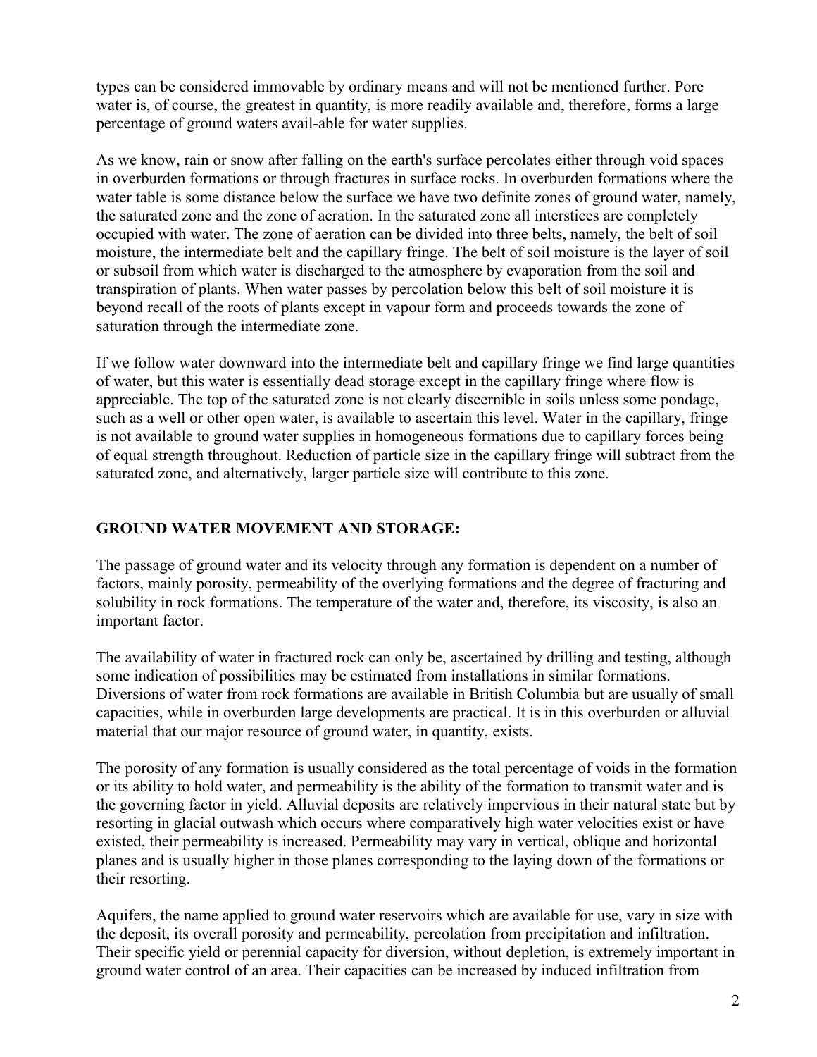types can be considered immovable by ordinary means and will not be mentioned further. Pore water is, of course, the greatest in quantity, is more readily available and, therefore, forms a large percentage of ground waters avail-able for water supplies.

As we know, rain or snow after falling on the earth's surface percolates either through void spaces in overburden formations or through fractures in surface rocks. In overburden formations where the water table is some distance below the surface we have two definite zones of ground water, namely, the saturated zone and the zone of aeration. In the saturated zone all interstices are completely occupied with water. The zone of aeration can be divided into three belts, namely, the belt of soil moisture, the intermediate belt and the capillary fringe. The belt of soil moisture is the layer of soil or subsoil from which water is discharged to the atmosphere by evaporation from the soil and transpiration of plants. When water passes by percolation below this belt of soil moisture it is beyond recall of the roots of plants except in vapour form and proceeds towards the zone of saturation through the intermediate zone.

If we follow water downward into the intermediate belt and capillary fringe we find large quantities of water, but this water is essentially dead storage except in the capillary fringe where flow is appreciable. The top of the saturated zone is not clearly discernible in soils unless some pondage, such as a well or other open water, is available to ascertain this level. Water in the capillary, fringe is not available to ground water supplies in homogeneous formations due to capillary forces being of equal strength throughout. Reduction of particle size in the capillary fringe will subtract from the saturated zone, and alternatively, larger particle size will contribute to this zone.

## GROUND WATER MOVEMENT AND STORAGE:

The passage of ground water and its velocity through any formation is dependent on a number of factors, mainly porosity, permeability of the overlying formations and the degree of fracturing and solubility in rock formations. The temperature of the water and, therefore, its viscosity, is also an important factor.

The availability of water in fractured rock can only be, ascertained by drilling and testing, although some indication of possibilities may be estimated from installations in similar formations. Diversions of water from rock formations are available in British Columbia but are usually of small capacities, while in overburden large developments are practical. It is in this overburden or alluvial material that our major resource of ground water, in quantity, exists.

The porosity of any formation is usually considered as the total percentage of voids in the formation or its ability to hold water, and permeability is the ability of the formation to transmit water and is the governing factor in yield. Alluvial deposits are relatively impervious in their natural state but by resorting in glacial outwash which occurs where comparatively high water velocities exist or have existed, their permeability is increased. Permeability may vary in vertical, oblique and horizontal planes and is usually higher in those planes corresponding to the laying down of the formations or their resorting.

Aquifers, the name applied to ground water reservoirs which are available for use, vary in size with the deposit, its overall porosity and permeability, percolation from precipitation and infiltration. Their specific yield or perennial capacity for diversion, without depletion, is extremely important in ground water control of an area. Their capacities can be increased by induced infiltration from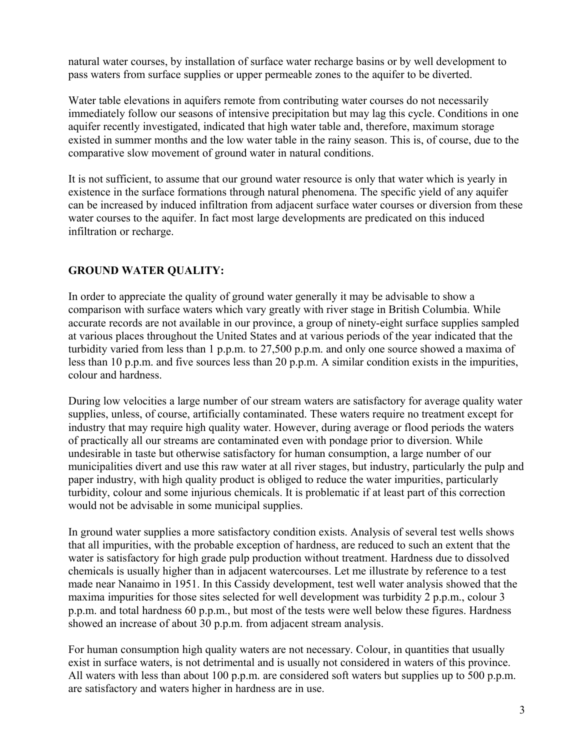natural water courses, by installation of surface water recharge basins or by well development to pass waters from surface supplies or upper permeable zones to the aquifer to be diverted.

Water table elevations in aquifers remote from contributing water courses do not necessarily immediately follow our seasons of intensive precipitation but may lag this cycle. Conditions in one aquifer recently investigated, indicated that high water table and, therefore, maximum storage existed in summer months and the low water table in the rainy season. This is, of course, due to the comparative slow movement of ground water in natural conditions.

It is not sufficient, to assume that our ground water resource is only that water which is yearly in existence in the surface formations through natural phenomena. The specific yield of any aquifer can be increased by induced infiltration from adjacent surface water courses or diversion from these water courses to the aquifer. In fact most large developments are predicated on this induced infiltration or recharge.

## GROUND WATER QUALITY:

In order to appreciate the quality of ground water generally it may be advisable to show a comparison with surface waters which vary greatly with river stage in British Columbia. While accurate records are not available in our province, a group of ninety-eight surface supplies sampled at various places throughout the United States and at various periods of the year indicated that the turbidity varied from less than 1 p.p.m. to 27,500 p.p.m. and only one source showed a maxima of less than 10 p.p.m. and five sources less than 20 p.p.m. A similar condition exists in the impurities, colour and hardness.

During low velocities a large number of our stream waters are satisfactory for average quality water supplies, unless, of course, artificially contaminated. These waters require no treatment except for industry that may require high quality water. However, during average or flood periods the waters of practically all our streams are contaminated even with pondage prior to diversion. While undesirable in taste but otherwise satisfactory for human consumption, a large number of our municipalities divert and use this raw water at all river stages, but industry, particularly the pulp and paper industry, with high quality product is obliged to reduce the water impurities, particularly turbidity, colour and some injurious chemicals. It is problematic if at least part of this correction would not be advisable in some municipal supplies.

In ground water supplies a more satisfactory condition exists. Analysis of several test wells shows that all impurities, with the probable exception of hardness, are reduced to such an extent that the water is satisfactory for high grade pulp production without treatment. Hardness due to dissolved chemicals is usually higher than in adjacent watercourses. Let me illustrate by reference to a test made near Nanaimo in 1951. In this Cassidy development, test well water analysis showed that the maxima impurities for those sites selected for well development was turbidity 2 p.p.m., colour 3 p.p.m. and total hardness 60 p.p.m., but most of the tests were well below these figures. Hardness showed an increase of about 30 p.p.m. from adjacent stream analysis.

For human consumption high quality waters are not necessary. Colour, in quantities that usually exist in surface waters, is not detrimental and is usually not considered in waters of this province. All waters with less than about 100 p.p.m. are considered soft waters but supplies up to 500 p.p.m. are satisfactory and waters higher in hardness are in use.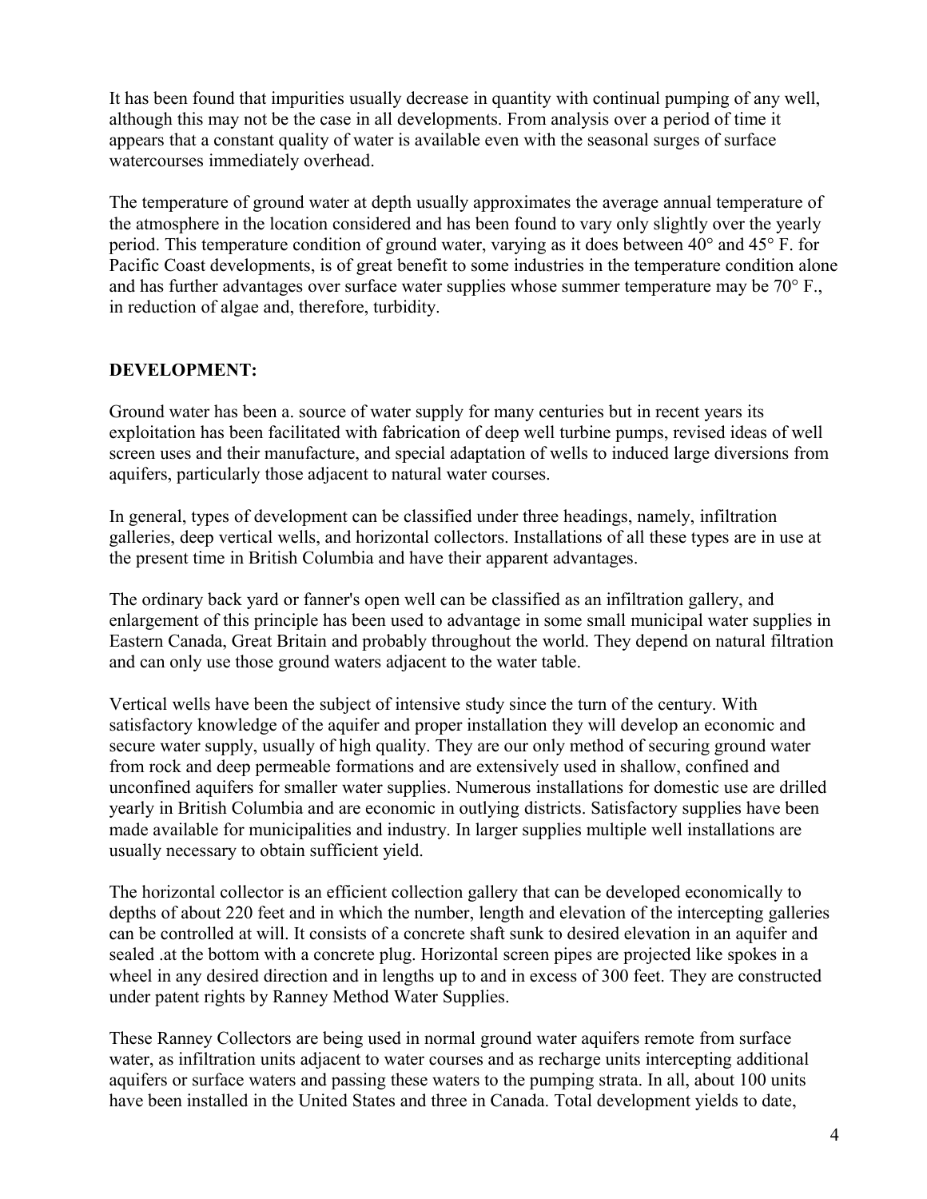It has been found that impurities usually decrease in quantity with continual pumping of any well, although this may not be the case in all developments. From analysis over a period of time it appears that a constant quality of water is available even with the seasonal surges of surface watercourses immediately overhead.

The temperature of ground water at depth usually approximates the average annual temperature of the atmosphere in the location considered and has been found to vary only slightly over the yearly period. This temperature condition of ground water, varying as it does between 40° and 45° F. for Pacific Coast developments, is of great benefit to some industries in the temperature condition alone and has further advantages over surface water supplies whose summer temperature may be 70° F., in reduction of algae and, therefore, turbidity.

## DEVELOPMENT:

Ground water has been a. source of water supply for many centuries but in recent years its exploitation has been facilitated with fabrication of deep well turbine pumps, revised ideas of well screen uses and their manufacture, and special adaptation of wells to induced large diversions from aquifers, particularly those adjacent to natural water courses.

In general, types of development can be classified under three headings, namely, infiltration galleries, deep vertical wells, and horizontal collectors. Installations of all these types are in use at the present time in British Columbia and have their apparent advantages.

The ordinary back yard or fanner's open well can be classified as an infiltration gallery, and enlargement of this principle has been used to advantage in some small municipal water supplies in Eastern Canada, Great Britain and probably throughout the world. They depend on natural filtration and can only use those ground waters adjacent to the water table.

Vertical wells have been the subject of intensive study since the turn of the century. With satisfactory knowledge of the aquifer and proper installation they will develop an economic and secure water supply, usually of high quality. They are our only method of securing ground water from rock and deep permeable formations and are extensively used in shallow, confined and unconfined aquifers for smaller water supplies. Numerous installations for domestic use are drilled yearly in British Columbia and are economic in outlying districts. Satisfactory supplies have been made available for municipalities and industry. In larger supplies multiple well installations are usually necessary to obtain sufficient yield.

The horizontal collector is an efficient collection gallery that can be developed economically to depths of about 220 feet and in which the number, length and elevation of the intercepting galleries can be controlled at will. It consists of a concrete shaft sunk to desired elevation in an aquifer and sealed .at the bottom with a concrete plug. Horizontal screen pipes are projected like spokes in a wheel in any desired direction and in lengths up to and in excess of 300 feet. They are constructed under patent rights by Ranney Method Water Supplies.

These Ranney Collectors are being used in normal ground water aquifers remote from surface water, as infiltration units adjacent to water courses and as recharge units intercepting additional aquifers or surface waters and passing these waters to the pumping strata. In all, about 100 units have been installed in the United States and three in Canada. Total development yields to date,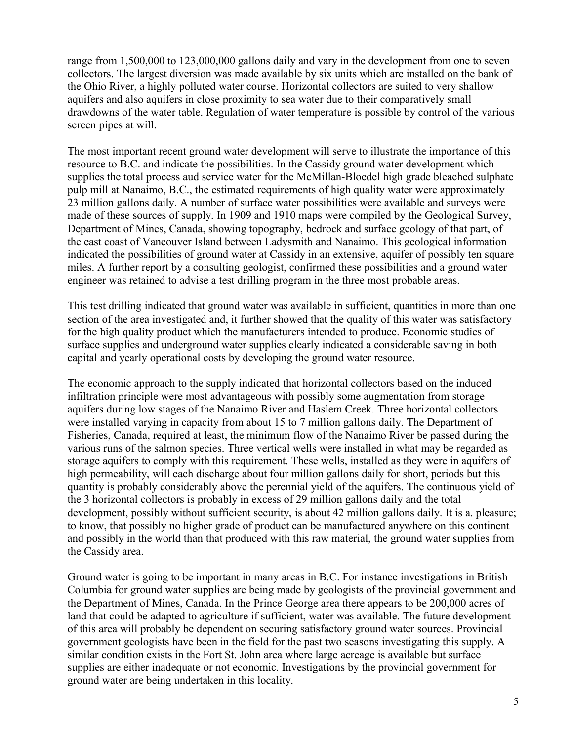range from 1,500,000 to 123,000,000 gallons daily and vary in the development from one to seven collectors. The largest diversion was made available by six units which are installed on the bank of the Ohio River, a highly polluted water course. Horizontal collectors are suited to very shallow aquifers and also aquifers in close proximity to sea water due to their comparatively small drawdowns of the water table. Regulation of water temperature is possible by control of the various screen pipes at will.

The most important recent ground water development will serve to illustrate the importance of this resource to B.C. and indicate the possibilities. In the Cassidy ground water development which supplies the total process aud service water for the McMillan-Bloedel high grade bleached sulphate pulp mill at Nanaimo, B.C., the estimated requirements of high quality water were approximately 23 million gallons daily. A number of surface water possibilities were available and surveys were made of these sources of supply. In 1909 and 1910 maps were compiled by the Geological Survey, Department of Mines, Canada, showing topography, bedrock and surface geology of that part, of the east coast of Vancouver Island between Ladysmith and Nanaimo. This geological information indicated the possibilities of ground water at Cassidy in an extensive, aquifer of possibly ten square miles. A further report by a consulting geologist, confirmed these possibilities and a ground water engineer was retained to advise a test drilling program in the three most probable areas.

This test drilling indicated that ground water was available in sufficient, quantities in more than one section of the area investigated and, it further showed that the quality of this water was satisfactory for the high quality product which the manufacturers intended to produce. Economic studies of surface supplies and underground water supplies clearly indicated a considerable saving in both capital and yearly operational costs by developing the ground water resource.

The economic approach to the supply indicated that horizontal collectors based on the induced infiltration principle were most advantageous with possibly some augmentation from storage aquifers during low stages of the Nanaimo River and Haslem Creek. Three horizontal collectors were installed varying in capacity from about 15 to 7 million gallons daily. The Department of Fisheries, Canada, required at least, the minimum flow of the Nanaimo River be passed during the various runs of the salmon species. Three vertical wells were installed in what may be regarded as storage aquifers to comply with this requirement. These wells, installed as they were in aquifers of high permeability, will each discharge about four million gallons daily for short, periods but this quantity is probably considerably above the perennial yield of the aquifers. The continuous yield of the 3 horizontal collectors is probably in excess of 29 million gallons daily and the total development, possibly without sufficient security, is about 42 million gallons daily. It is a. pleasure; to know, that possibly no higher grade of product can be manufactured anywhere on this continent and possibly in the world than that produced with this raw material, the ground water supplies from the Cassidy area.

Ground water is going to be important in many areas in B.C. For instance investigations in British Columbia for ground water supplies are being made by geologists of the provincial government and the Department of Mines, Canada. In the Prince George area there appears to be 200,000 acres of land that could be adapted to agriculture if sufficient, water was available. The future development of this area will probably be dependent on securing satisfactory ground water sources. Provincial government geologists have been in the field for the past two seasons investigating this supply. A similar condition exists in the Fort St. John area where large acreage is available but surface supplies are either inadequate or not economic. Investigations by the provincial government for ground water are being undertaken in this locality.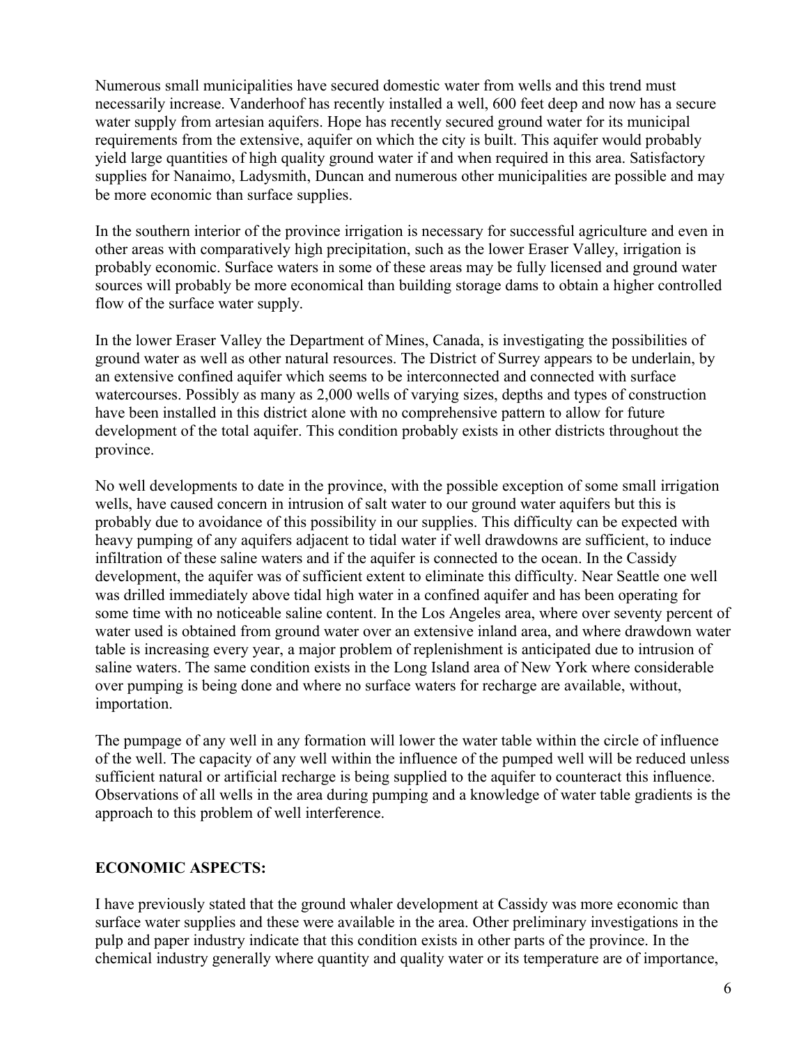Numerous small municipalities have secured domestic water from wells and this trend must necessarily increase. Vanderhoof has recently installed a well, 600 feet deep and now has a secure water supply from artesian aquifers. Hope has recently secured ground water for its municipal requirements from the extensive, aquifer on which the city is built. This aquifer would probably yield large quantities of high quality ground water if and when required in this area. Satisfactory supplies for Nanaimo, Ladysmith, Duncan and numerous other municipalities are possible and may be more economic than surface supplies.

In the southern interior of the province irrigation is necessary for successful agriculture and even in other areas with comparatively high precipitation, such as the lower Eraser Valley, irrigation is probably economic. Surface waters in some of these areas may be fully licensed and ground water sources will probably be more economical than building storage dams to obtain a higher controlled flow of the surface water supply.

In the lower Eraser Valley the Department of Mines, Canada, is investigating the possibilities of ground water as well as other natural resources. The District of Surrey appears to be underlain, by an extensive confined aquifer which seems to be interconnected and connected with surface watercourses. Possibly as many as 2,000 wells of varying sizes, depths and types of construction have been installed in this district alone with no comprehensive pattern to allow for future development of the total aquifer. This condition probably exists in other districts throughout the province.

No well developments to date in the province, with the possible exception of some small irrigation wells, have caused concern in intrusion of salt water to our ground water aquifers but this is probably due to avoidance of this possibility in our supplies. This difficulty can be expected with heavy pumping of any aquifers adjacent to tidal water if well drawdowns are sufficient, to induce infiltration of these saline waters and if the aquifer is connected to the ocean. In the Cassidy development, the aquifer was of sufficient extent to eliminate this difficulty. Near Seattle one well was drilled immediately above tidal high water in a confined aquifer and has been operating for some time with no noticeable saline content. In the Los Angeles area, where over seventy percent of water used is obtained from ground water over an extensive inland area, and where drawdown water table is increasing every year, a major problem of replenishment is anticipated due to intrusion of saline waters. The same condition exists in the Long Island area of New York where considerable over pumping is being done and where no surface waters for recharge are available, without, importation.

The pumpage of any well in any formation will lower the water table within the circle of influence of the well. The capacity of any well within the influence of the pumped well will be reduced unless sufficient natural or artificial recharge is being supplied to the aquifer to counteract this influence. Observations of all wells in the area during pumping and a knowledge of water table gradients is the approach to this problem of well interference.

## ECONOMIC ASPECTS:

I have previously stated that the ground whaler development at Cassidy was more economic than surface water supplies and these were available in the area. Other preliminary investigations in the pulp and paper industry indicate that this condition exists in other parts of the province. In the chemical industry generally where quantity and quality water or its temperature are of importance,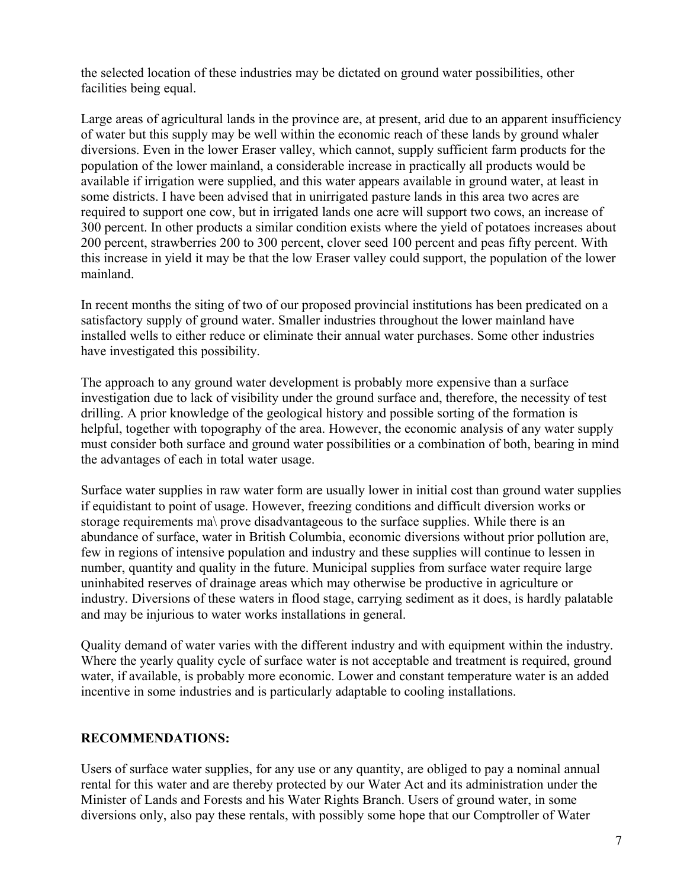the selected location of these industries may be dictated on ground water possibilities, other facilities being equal.

Large areas of agricultural lands in the province are, at present, arid due to an apparent insufficiency of water but this supply may be well within the economic reach of these lands by ground whaler diversions. Even in the lower Eraser valley, which cannot, supply sufficient farm products for the population of the lower mainland, a considerable increase in practically all products would be available if irrigation were supplied, and this water appears available in ground water, at least in some districts. I have been advised that in unirrigated pasture lands in this area two acres are required to support one cow, but in irrigated lands one acre will support two cows, an increase of 300 percent. In other products a similar condition exists where the yield of potatoes increases about 200 percent, strawberries 200 to 300 percent, clover seed 100 percent and peas fifty percent. With this increase in yield it may be that the low Eraser valley could support, the population of the lower mainland.

In recent months the siting of two of our proposed provincial institutions has been predicated on a satisfactory supply of ground water. Smaller industries throughout the lower mainland have installed wells to either reduce or eliminate their annual water purchases. Some other industries have investigated this possibility.

The approach to any ground water development is probably more expensive than a surface investigation due to lack of visibility under the ground surface and, therefore, the necessity of test drilling. A prior knowledge of the geological history and possible sorting of the formation is helpful, together with topography of the area. However, the economic analysis of any water supply must consider both surface and ground water possibilities or a combination of both, bearing in mind the advantages of each in total water usage.

Surface water supplies in raw water form are usually lower in initial cost than ground water supplies if equidistant to point of usage. However, freezing conditions and difficult diversion works or storage requirements ma\ prove disadvantageous to the surface supplies. While there is an abundance of surface, water in British Columbia, economic diversions without prior pollution are, few in regions of intensive population and industry and these supplies will continue to lessen in number, quantity and quality in the future. Municipal supplies from surface water require large uninhabited reserves of drainage areas which may otherwise be productive in agriculture or industry. Diversions of these waters in flood stage, carrying sediment as it does, is hardly palatable and may be injurious to water works installations in general.

Quality demand of water varies with the different industry and with equipment within the industry. Where the yearly quality cycle of surface water is not acceptable and treatment is required, ground water, if available, is probably more economic. Lower and constant temperature water is an added incentive in some industries and is particularly adaptable to cooling installations.

**RECOMMENDATIONS:**

Users of surface water supplies, for any use or any quantity, are obliged to pay a nominal annual rental for this water and are thereby protected by our Water Act and its administration under the Minister of Lands and Forests and his Water Rights Branch. Users of ground water, in some diversions only, also pay these rentals, with possibly some hope that our Comptroller of Water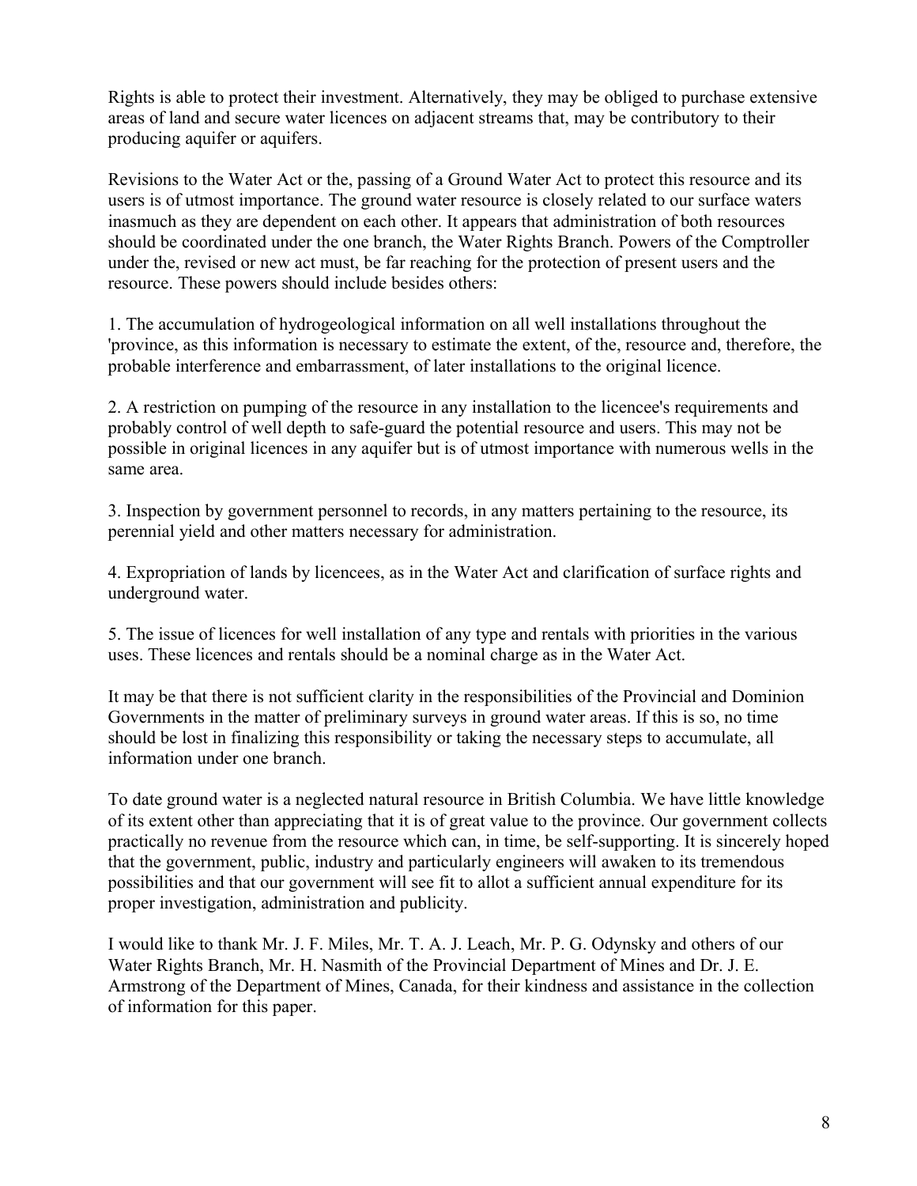Rights is able to protect their investment. Alternatively, they may be obliged to purchase extensive areas of land and secure water licences on adjacent streams that, may be contributory to their producing aquifer or aquifers.

Revisions to the Water Act or the, passing of a Ground Water Act to protect this resource and its users is of utmost importance. The ground water resource is closely related to our surface waters inasmuch as they are dependent on each other. It appears that administration of both resources should be coordinated under the one branch, the Water Rights Branch. Powers of the Comptroller under the, revised or new act must, be far reaching for the protection of present users and the resource. These powers should include besides others:

1. The accumulation of hydrogeological information on all well installations throughout the 'province, as this information is necessary to estimate the extent, of the, resource and, therefore, the probable interference and embarrassment, of later installations to the original licence.

2. A restriction on pumping of the resource in any installation to the licencee's requirements and probably control of well depth to safe-guard the potential resource and users. This may not be possible in original licences in any aquifer but is of utmost importance with numerous wells in the same area.

3. Inspection by government personnel to records, in any matters pertaining to the resource, its perennial yield and other matters necessary for administration.

4. Expropriation of lands by licencees, as in the Water Act and clarification of surface rights and underground water.

5. The issue of licences for well installation of any type and rentals with priorities in the various uses. These licences and rentals should be a nominal charge as in the Water Act.

It may be that there is not sufficient clarity in the responsibilities of the Provincial and Dominion Governments in the matter of preliminary surveys in ground water areas. If this is so, no time should be lost in finalizing this responsibility or taking the necessary steps to accumulate, all information under one branch.

To date ground water is a neglected natural resource in British Columbia. We have little knowledge of its extent other than appreciating that it is of great value to the province. Our government collects practically no revenue from the resource which can, in time, be self-supporting. It is sincerely hoped that the government, public, industry and particularly engineers will awaken to its tremendous possibilities and that our government will see fit to allot a sufficient annual expenditure for its proper investigation, administration and publicity.

I would like to thank Mr. J. F. Miles, Mr. T. A. J. Leach, Mr. P. G. Odynsky and others of our Water Rights Branch, Mr. H. Nasmith of the Provincial Department of Mines and Dr. J. E. Armstrong of the Department of Mines, Canada, for their kindness and assistance in the collection of information for this paper.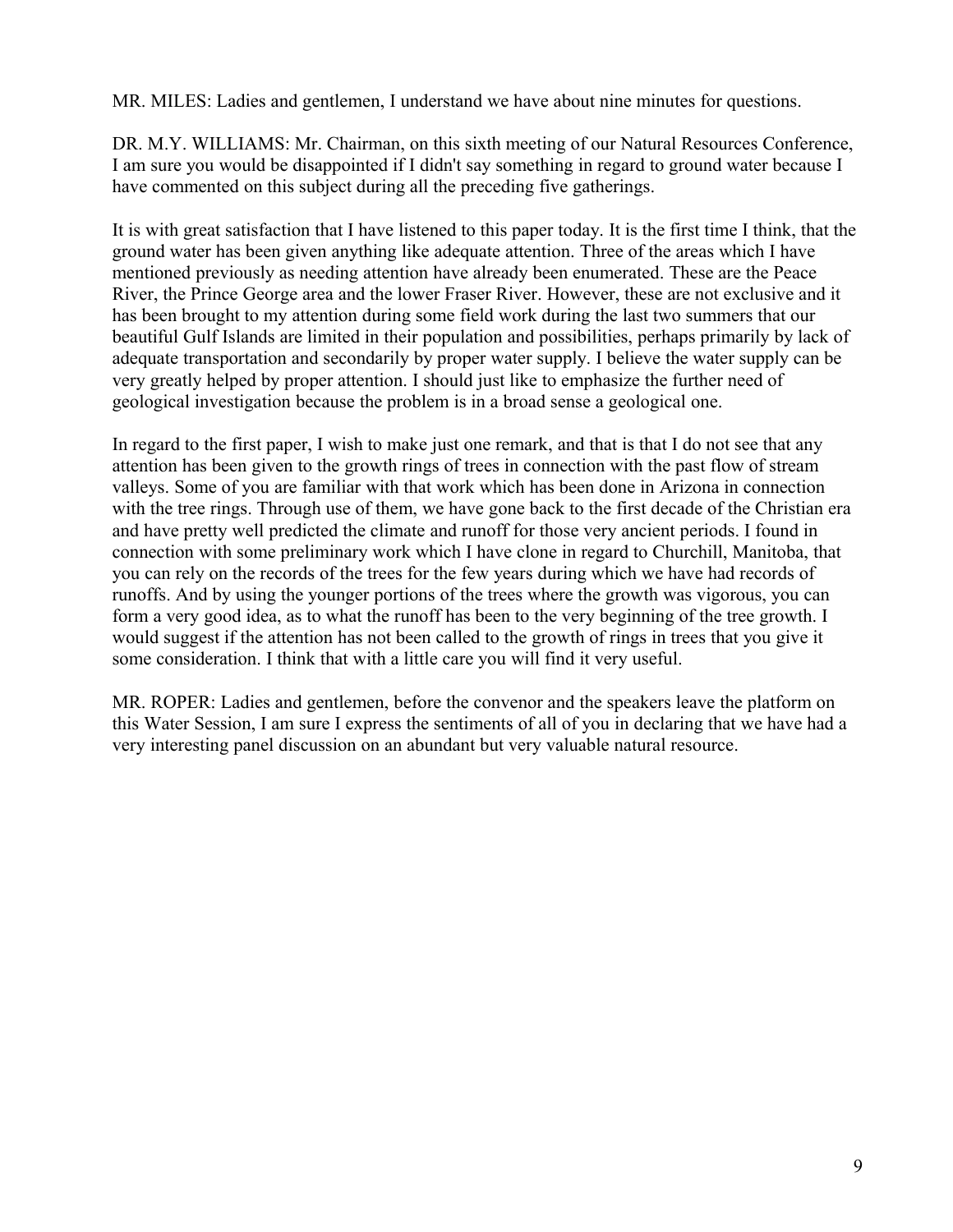MR. MILES: Ladies and gentlemen, I understand we have about nine minutes for questions.

DR. M.Y. WILLIAMS: Mr. Chairman, on this sixth meeting of our Natural Resources Conference, I am sure you would be disappointed if I didn't say something in regard to ground water because I have commented on this subject during all the preceding five gatherings.

It is with great satisfaction that I have listened to this paper today. It is the first time I think, that the ground water has been given anything like adequate attention. Three of the areas which I have mentioned previously as needing attention have already been enumerated. These are the Peace River, the Prince George area and the lower Fraser River. However, these are not exclusive and it has been brought to my attention during some field work during the last two summers that our beautiful Gulf Islands are limited in their population and possibilities, perhaps primarily by lack of adequate transportation and secondarily by proper water supply. I believe the water supply can be very greatly helped by proper attention. I should just like to emphasize the further need of geological investigation because the problem is in a broad sense a geological one.

In regard to the first paper, I wish to make just one remark, and that is that I do not see that any attention has been given to the growth rings of trees in connection with the past flow of stream valleys. Some of you are familiar with that work which has been done in Arizona in connection with the tree rings. Through use of them, we have gone back to the first decade of the Christian era and have pretty well predicted the climate and runoff for those very ancient periods. I found in connection with some preliminary work which I have clone in regard to Churchill, Manitoba, that you can rely on the records of the trees for the few years during which we have had records of runoffs. And by using the younger portions of the trees where the growth was vigorous, you can form a very good idea, as to what the runoff has been to the very beginning of the tree growth. I would suggest if the attention has not been called to the growth of rings in trees that you give it some consideration. I think that with a little care you will find it very useful.

MR. ROPER: Ladies and gentlemen, before the convenor and the speakers leave the platform on this Water Session, I am sure I express the sentiments of all of you in declaring that we have had a very interesting panel discussion on an abundant but very valuable natural resource.